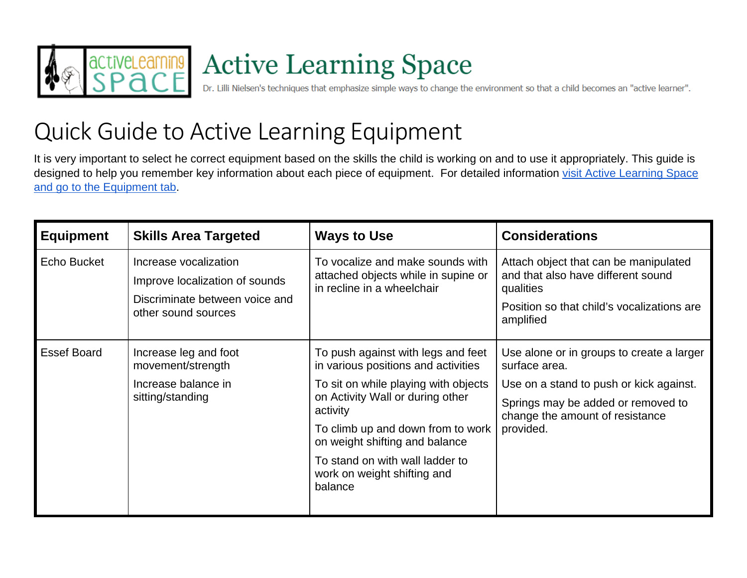# Active Learning Space

Dr. Lilli Nielsen's techniques that emphasize simple ways to change the environment so that a child becomes an "active learner".

## Quick Guide to Active Learning Equipment

It is very important to select he correct equipment based on the skills the child is working on and to use it appropriately. This guide is designed to help you remember key information about each piece of equipment. For detailed information [visit Active Learning Space and go to the Equipment tab](#).

| Equipment | Skills Area Targeted | Ways to Use | Considerations |
| --- | --- | --- | --- |
| Echo Bucket | Increase vocalization<br>Improve localization of sounds<br>Discriminate between voice and other sound sources | To vocalize and make sounds with attached objects while in supine or in recline in a wheelchair | Attach object that can be manipulated and that also have different sound qualities<br>Position so that child's vocalizations are amplified |
| Essef Board | Increase leg and foot movement/strength<br>Increase balance in sitting/standing | To push against with legs and feet in various positions and activities<br>To sit on while playing with objects on Activity Wall or during other activity<br>To climb up and down from to work on weight shifting and balance<br>To stand on with wall ladder to work on weight shifting and balance | Use alone or in groups to create a larger surface area.<br>Use on a stand to push or kick against.<br>Springs may be added or removed to change the amount of resistance provided. |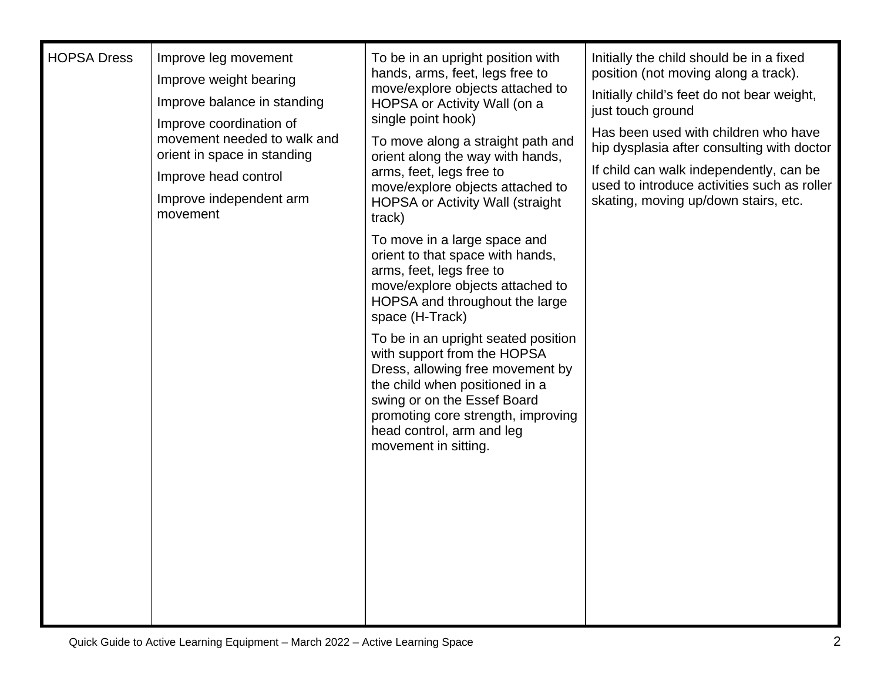| | | | |
|---|---|---|---|
| HOPSA Dress | Improve leg movement<br>Improve weight bearing<br>Improve balance in standing<br>Improve coordination of movement needed to walk and orient in space in standing<br>Improve head control<br>Improve independent arm movement | To be in an upright position with hands, arms, feet, legs free to move/explore objects attached to HOPSA or Activity Wall (on a single point hook)<br>To move along a straight path and orient along the way with hands, arms, feet, legs free to move/explore objects attached to HOPSA or Activity Wall (straight track)<br>To move in a large space and orient to that space with hands, arms, feet, legs free to move/explore objects attached to HOPSA and throughout the large space (H-Track)<br>To be in an upright seated position with support from the HOPSA Dress, allowing free movement by the child when positioned in a swing or on the Essef Board promoting core strength, improving head control, arm and leg movement in sitting. | Initially the child should be in a fixed position (not moving along a track).<br>Initially child's feet do not bear weight, just touch ground<br>Has been used with children who have hip dysplasia after consulting with doctor<br>If child can walk independently, can be used to introduce activities such as roller skating, moving up/down stairs, etc. |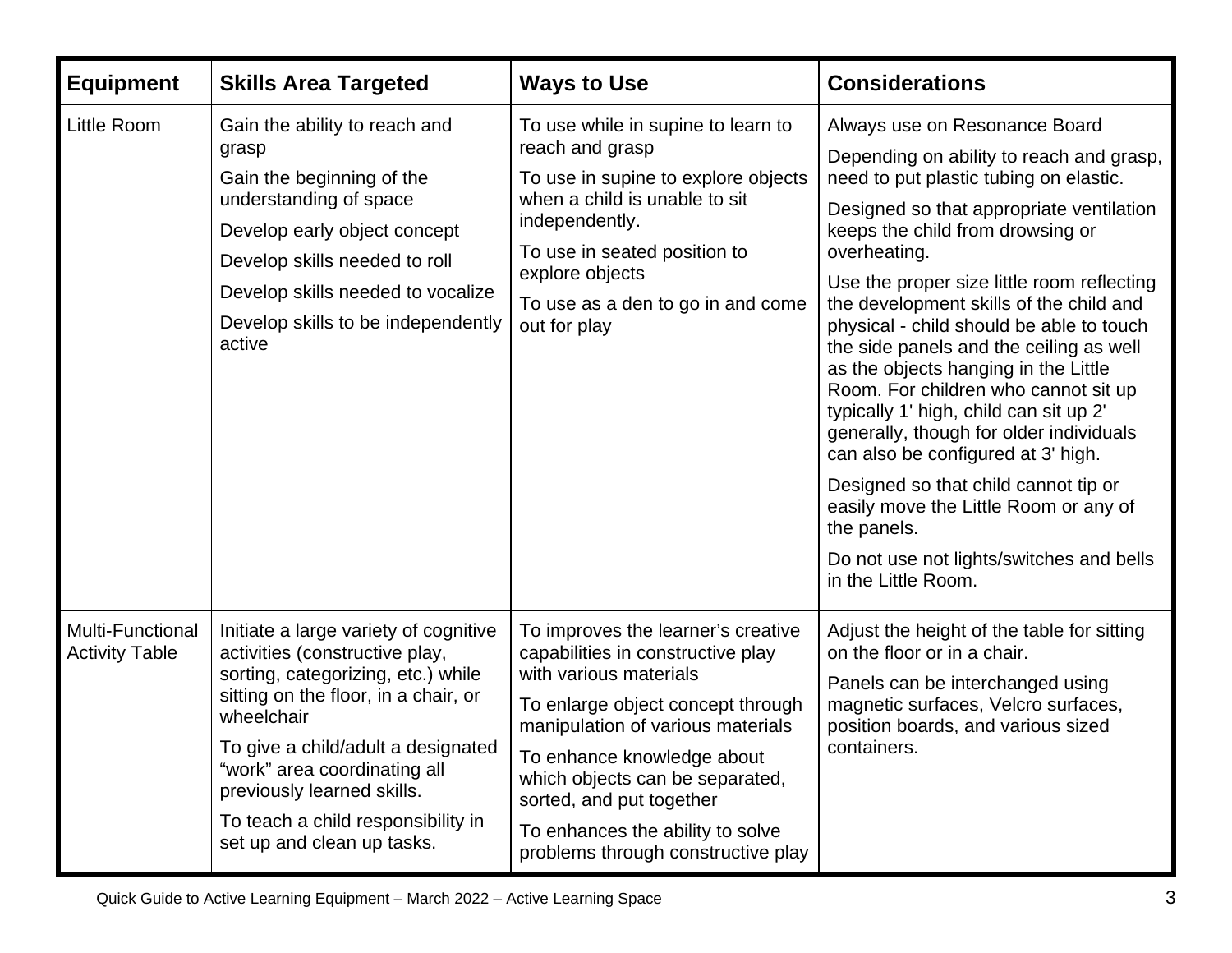| Equipment | Skills Area Targeted | Ways to Use | Considerations |
|---|---|---|---|
| Little Room | Gain the ability to reach and grasp<br><br>Gain the beginning of the understanding of space<br><br>Develop early object concept<br><br>Develop skills needed to roll<br><br>Develop skills needed to vocalize<br><br>Develop skills to be independently active | To use while in supine to learn to reach and grasp<br><br>To use in supine to explore objects when a child is unable to sit independently.<br><br>To use in seated position to explore objects<br><br>To use as a den to go in and come out for play | Always use on Resonance Board<br><br>Depending on ability to reach and grasp, need to put plastic tubing on elastic.<br><br>Designed so that appropriate ventilation keeps the child from drowsing or overheating.<br><br>Use the proper size little room reflecting the development skills of the child and physical - child should be able to touch the side panels and the ceiling as well as the objects hanging in the Little Room. For children who cannot sit up typically 1' high, child can sit up 2' generally, though for older individuals can also be configured at 3' high.<br><br>Designed so that child cannot tip or easily move the Little Room or any of the panels.<br><br>Do not use not lights/switches and bells in the Little Room. |
| Multi-Functional Activity Table | Initiate a large variety of cognitive activities (constructive play, sorting, categorizing, etc.) while sitting on the floor, in a chair, or wheelchair<br><br>To give a child/adult a designated "work" area coordinating all previously learned skills.<br><br>To teach a child responsibility in set up and clean up tasks. | To improves the learner's creative capabilities in constructive play with various materials<br><br>To enlarge object concept through manipulation of various materials<br><br>To enhance knowledge about which objects can be separated, sorted, and put together<br><br>To enhances the ability to solve problems through constructive play | Adjust the height of the table for sitting on the floor or in a chair.<br><br>Panels can be interchanged using magnetic surfaces, Velcro surfaces, position boards, and various sized containers. |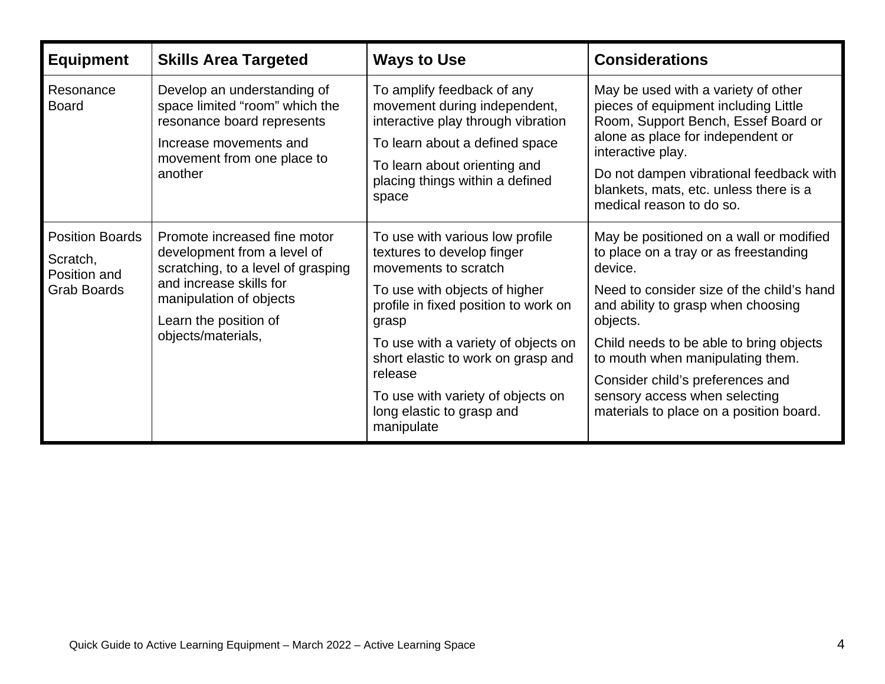| Equipment | Skills Area Targeted | Ways to Use | Considerations |
|---|---|---|---|
| Resonance Board | Develop an understanding of space limited "room" which the resonance board represents<br>Increase movements and movement from one place to another | To amplify feedback of any movement during independent, interactive play through vibration<br>To learn about a defined space<br>To learn about orienting and placing things within a defined space | May be used with a variety of other pieces of equipment including Little Room, Support Bench, Essef Board or alone as place for independent or interactive play.<br>Do not dampen vibrational feedback with blankets, mats, etc. unless there is a medical reason to do so. |
| Position Boards<br>Scratch, Position and Grab Boards | Promote increased fine motor development from a level of scratching, to a level of grasping and increase skills for manipulation of objects<br>Learn the position of objects/materials, | To use with various low profile textures to develop finger movements to scratch<br>To use with objects of higher profile in fixed position to work on grasp<br>To use with a variety of objects on short elastic to work on grasp and release<br>To use with variety of objects on long elastic to grasp and manipulate | May be positioned on a wall or modified to place on a tray or as freestanding device.<br>Need to consider size of the child's hand and ability to grasp when choosing objects.<br>Child needs to be able to bring objects to mouth when manipulating them.<br>Consider child's preferences and sensory access when selecting materials to place on a position board. |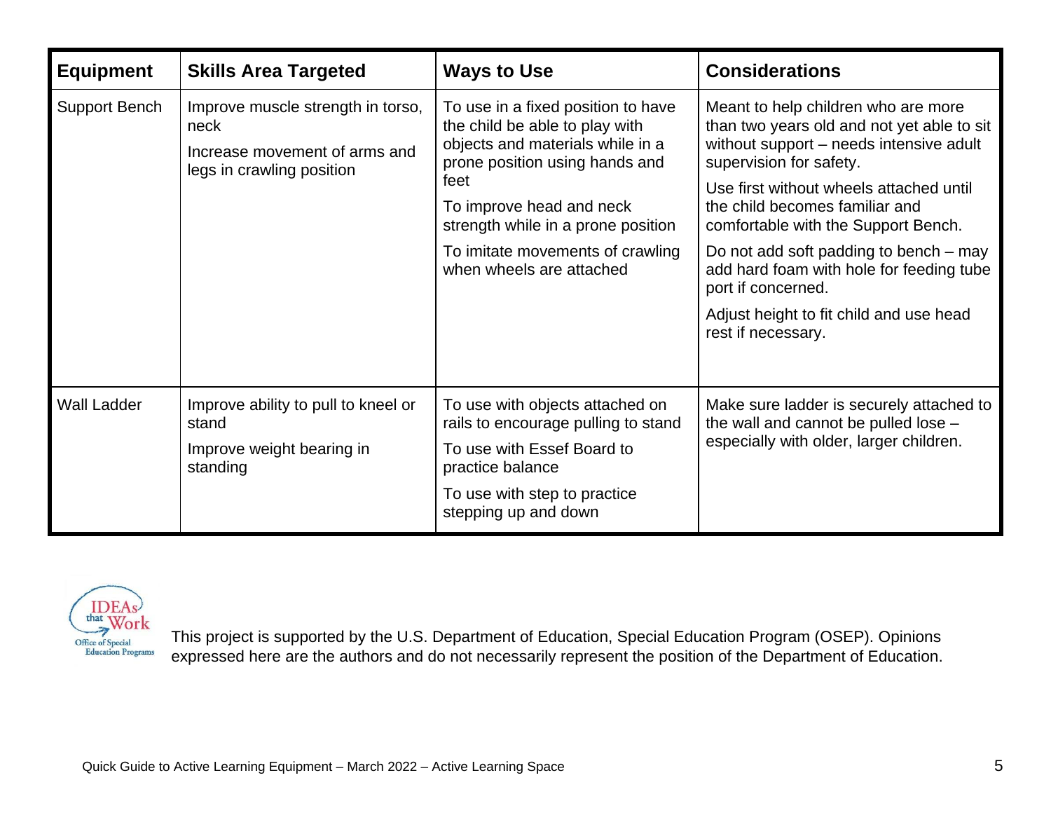| Equipment | Skills Area Targeted | Ways to Use | Considerations |
|---|---|---|---|
| Support Bench | Improve muscle strength in torso, neck<br><br>Increase movement of arms and legs in crawling position | To use in a fixed position to have the child be able to play with objects and materials while in a prone position using hands and feet<br><br>To improve head and neck strength while in a prone position<br><br>To imitate movements of crawling when wheels are attached | Meant to help children who are more than two years old and not yet able to sit without support – needs intensive adult supervision for safety.<br><br>Use first without wheels attached until the child becomes familiar and comfortable with the Support Bench.<br><br>Do not add soft padding to bench – may add hard foam with hole for feeding tube port if concerned.<br><br>Adjust height to fit child and use head rest if necessary. |
| Wall Ladder | Improve ability to pull to kneel or stand<br><br>Improve weight bearing in standing | To use with objects attached on rails to encourage pulling to stand<br><br>To use with Essef Board to practice balance<br><br>To use with step to practice stepping up and down | Make sure ladder is securely attached to the wall and cannot be pulled lose – especially with older, larger children. |

IDEAs that Work
Office of Special Education Programs

This project is supported by the U.S. Department of Education, Special Education Program (OSEP). Opinions expressed here are the authors and do not necessarily represent the position of the Department of Education.